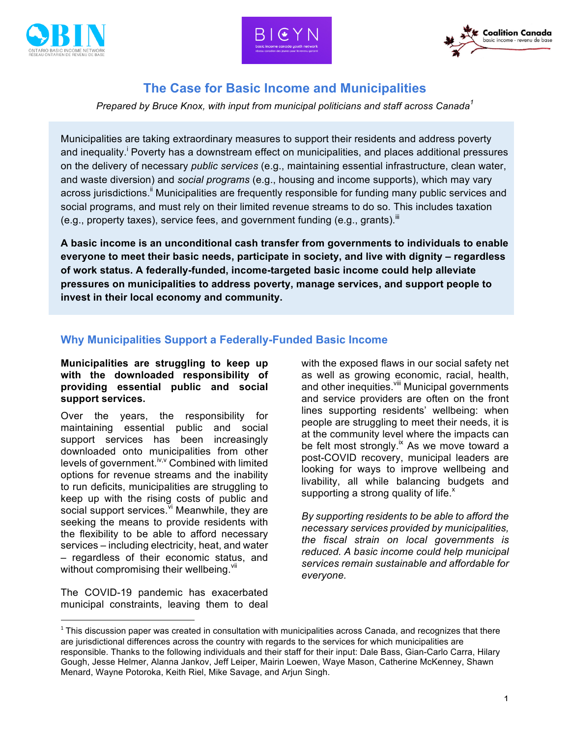# The Case for Basic Income and Municipalities

*Prepared by Bruce Knox, with input from municipal politicians and staff across Canada[1]*

Municipalities are taking extraordinary measures to support their residents and address poverty and inequality.[i] Poverty has a downstream effect on municipalities, and places additional pressures on the delivery of necessary *public services* (e.g., maintaining essential infrastructure, clean water, and waste diversion) and *social programs* (e.g., housing and income supports), which may vary across jurisdictions.[ii] Municipalities are frequently responsible for funding many public services and social programs, and must rely on their limited revenue streams to do so. This includes taxation (e.g., property taxes), service fees, and government funding (e.g., grants).[iii]

**A basic income is an unconditional cash transfer from governments to individuals to enable everyone to meet their basic needs, participate in society, and live with dignity – regardless of work status. A federally-funded, income-targeted basic income could help alleviate pressures on municipalities to address poverty, manage services, and support people to invest in their local economy and community.**

## Why Municipalities Support a Federally-Funded Basic Income

**Municipalities are struggling to keep up with the downloaded responsibility of providing essential public and social support services.**

Over the years, the responsibility for maintaining essential public and social support services has been increasingly downloaded onto municipalities from other levels of government.[iv,v] Combined with limited options for revenue streams and the inability to run deficits, municipalities are struggling to keep up with the rising costs of public and social support services.[vi] Meanwhile, they are seeking the means to provide residents with the flexibility to be able to afford necessary services – including electricity, heat, and water – regardless of their economic status, and without compromising their wellbeing.[vii]

The COVID-19 pandemic has exacerbated municipal constraints, leaving them to deal with the exposed flaws in our social safety net as well as growing economic, racial, health, and other inequities.[viii] Municipal governments and service providers are often on the front lines supporting residents' wellbeing: when people are struggling to meet their needs, it is at the community level where the impacts can be felt most strongly.[ix] As we move toward a post-COVID recovery, municipal leaders are looking for ways to improve wellbeing and livability, all while balancing budgets and supporting a strong quality of life.[x]

*By supporting residents to be able to afford the necessary services provided by municipalities, the fiscal strain on local governments is reduced. A basic income could help municipal services remain sustainable and affordable for everyone.*

---

[1] This discussion paper was created in consultation with municipalities across Canada, and recognizes that there are jurisdictional differences across the country with regards to the services for which municipalities are responsible. Thanks to the following individuals and their staff for their input: Dale Bass, Gian-Carlo Carra, Hilary Gough, Jesse Helmer, Alanna Jankov, Jeff Leiper, Mairin Loewen, Waye Mason, Catherine McKenney, Shawn Menard, Wayne Potoroka, Keith Riel, Mike Savage, and Arjun Singh.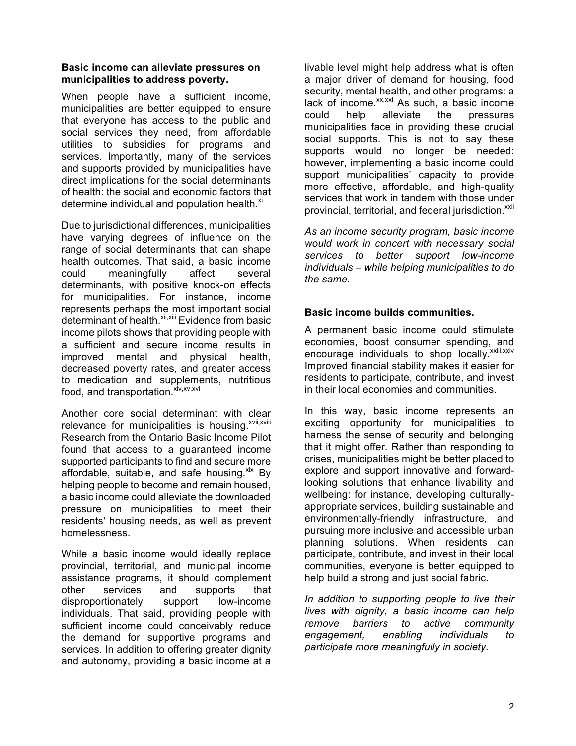**Basic income can alleviate pressures on municipalities to address poverty.**

When people have a sufficient income, municipalities are better equipped to ensure that everyone has access to the public and social services they need, from affordable utilities to subsidies for programs and services. Importantly, many of the services and supports provided by municipalities have direct implications for the social determinants of health: the social and economic factors that determine individual and population health.[xi]

Due to jurisdictional differences, municipalities have varying degrees of influence on the range of social determinants that can shape health outcomes. That said, a basic income could meaningfully affect several determinants, with positive knock-on effects for municipalities. For instance, income represents perhaps the most important social determinant of health.[xii,xiii] Evidence from basic income pilots shows that providing people with a sufficient and secure income results in improved mental and physical health, decreased poverty rates, and greater access to medication and supplements, nutritious food, and transportation.[xiv,xv,xvi]

Another core social determinant with clear relevance for municipalities is housing.[xvii,xviii] Research from the Ontario Basic Income Pilot found that access to a guaranteed income supported participants to find and secure more affordable, suitable, and safe housing.[xix] By helping people to become and remain housed, a basic income could alleviate the downloaded pressure on municipalities to meet their residents' housing needs, as well as prevent homelessness.

While a basic income would ideally replace provincial, territorial, and municipal income assistance programs, it should complement other services and supports that disproportionately support low-income individuals. That said, providing people with sufficient income could conceivably reduce the demand for supportive programs and services. In addition to offering greater dignity and autonomy, providing a basic income at a livable level might help address what is often a major driver of demand for housing, food security, mental health, and other programs: a lack of income.[xx,xxi] As such, a basic income could help alleviate the pressures municipalities face in providing these crucial social supports. This is not to say these supports would no longer be needed: however, implementing a basic income could support municipalities' capacity to provide more effective, affordable, and high-quality services that work in tandem with those under provincial, territorial, and federal jurisdiction.[xxii]

*As an income security program, basic income would work in concert with necessary social services to better support low-income individuals – while helping municipalities to do the same.*

**Basic income builds communities.**

A permanent basic income could stimulate economies, boost consumer spending, and encourage individuals to shop locally.[xxiii,xxiv] Improved financial stability makes it easier for residents to participate, contribute, and invest in their local economies and communities.

In this way, basic income represents an exciting opportunity for municipalities to harness the sense of security and belonging that it might offer. Rather than responding to crises, municipalities might be better placed to explore and support innovative and forward-looking solutions that enhance livability and wellbeing: for instance, developing culturally-appropriate services, building sustainable and environmentally-friendly infrastructure, and pursuing more inclusive and accessible urban planning solutions. When residents can participate, contribute, and invest in their local communities, everyone is better equipped to help build a strong and just social fabric.

*In addition to supporting people to live their lives with dignity, a basic income can help remove barriers to active community engagement, enabling individuals to participate more meaningfully in society.*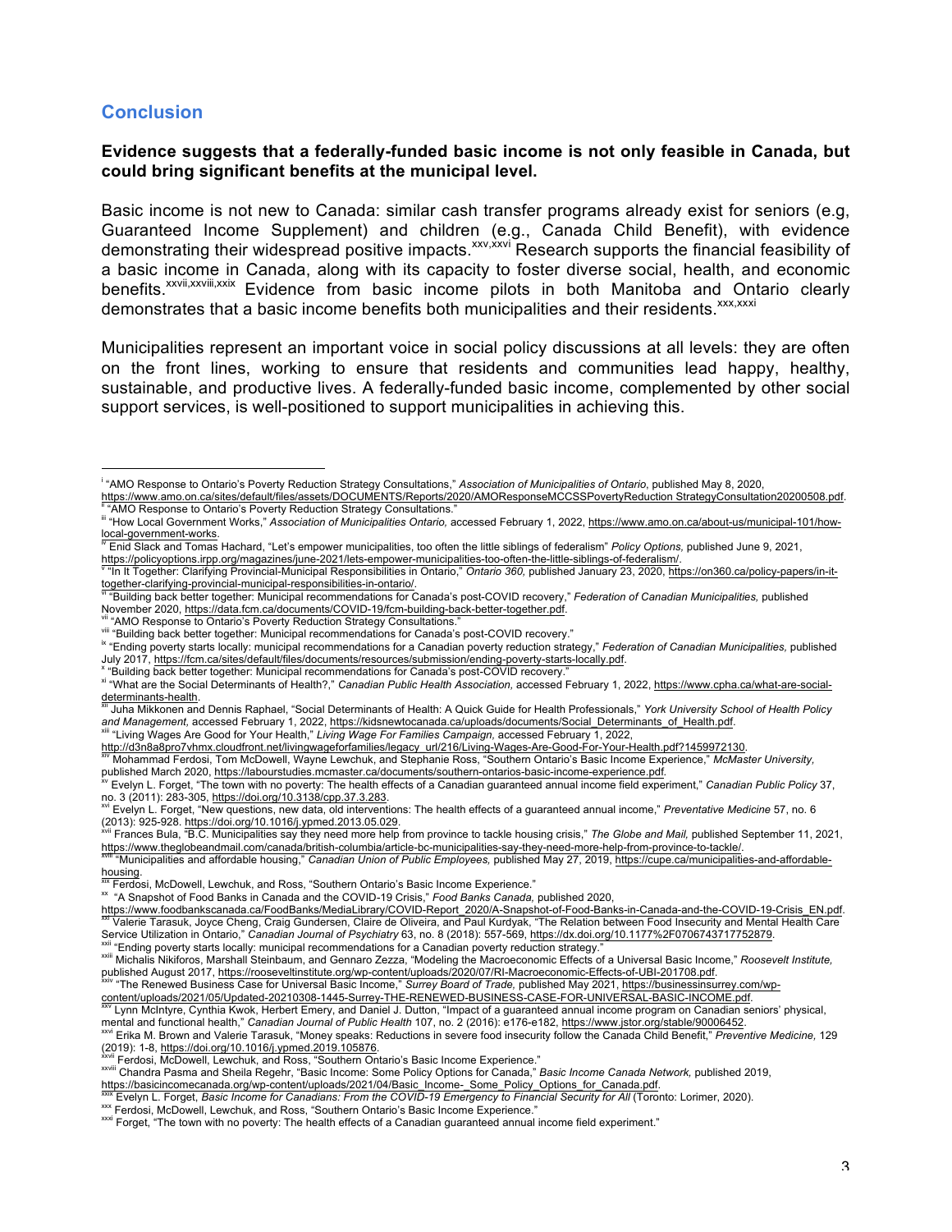## Conclusion

**Evidence suggests that a federally-funded basic income is not only feasible in Canada, but could bring significant benefits at the municipal level.**

Basic income is not new to Canada: similar cash transfer programs already exist for seniors (e.g, Guaranteed Income Supplement) and children (e.g., Canada Child Benefit), with evidence demonstrating their widespread positive impacts.[xxv,xxvi] Research supports the financial feasibility of a basic income in Canada, along with its capacity to foster diverse social, health, and economic benefits.[xxvii,xxviii,xxix] Evidence from basic income pilots in both Manitoba and Ontario clearly demonstrates that a basic income benefits both municipalities and their residents.[xxx,xxxi]

Municipalities represent an important voice in social policy discussions at all levels: they are often on the front lines, working to ensure that residents and communities lead happy, healthy, sustainable, and productive lives. A federally-funded basic income, complemented by other social support services, is well-positioned to support municipalities in achieving this.

---

[i] "AMO Response to Ontario's Poverty Reduction Strategy Consultations," *Association of Municipalities of Ontario*, published May 8, 2020, https://www.amo.on.ca/sites/default/files/assets/DOCUMENTS/Reports/2020/AMOResponseMCCSSPovertyReduction StrategyConsultation20200508.pdf.

[ii] "AMO Response to Ontario's Poverty Reduction Strategy Consultations."

[iii] "How Local Government Works," *Association of Municipalities Ontario,* accessed February 1, 2022, https://www.amo.on.ca/about-us/municipal-101/how-local-government-works.

[iv] Enid Slack and Tomas Hachard, "Let's empower municipalities, too often the little siblings of federalism" *Policy Options,* published June 9, 2021, https://policyoptions.irpp.org/magazines/june-2021/lets-empower-municipalities-too-often-the-little-siblings-of-federalism/.

[v] "In It Together: Clarifying Provincial-Municipal Responsibilities in Ontario," *Ontario 360,* published January 23, 2020, https://on360.ca/policy-papers/in-it-together-clarifying-provincial-municipal-responsibilities-in-ontario/.

[vi] "Building back better together: Municipal recommendations for Canada's post-COVID recovery," *Federation of Canadian Municipalities,* published November 2020, https://data.fcm.ca/documents/COVID-19/fcm-building-back-better-together.pdf.

[vii] "AMO Response to Ontario's Poverty Reduction Strategy Consultations."

[viii] "Building back better together: Municipal recommendations for Canada's post-COVID recovery."

[ix] "Ending poverty starts locally: municipal recommendations for a Canadian poverty reduction strategy," *Federation of Canadian Municipalities,* published July 2017, https://fcm.ca/sites/default/files/documents/resources/submission/ending-poverty-starts-locally.pdf.

[x] "Building back better together: Municipal recommendations for Canada's post-COVID recovery."

[xi] "What are the Social Determinants of Health?," *Canadian Public Health Association,* accessed February 1, 2022, https://www.cpha.ca/what-are-social-determinants-health.

[xii] Juha Mikkonen and Dennis Raphael, "Social Determinants of Health: A Quick Guide for Health Professionals," *York University School of Health Policy and Management,* accessed February 1, 2022, https://kidsnewtocanada.ca/uploads/documents/Social_Determinants_of_Health.pdf.

[xiii] "Living Wages Are Good for Your Health," *Living Wage For Families Campaign,* accessed February 1, 2022, http://d3n8a8pro7vhmx.cloudfront.net/livingwageforfamilies/legacy_url/216/Living-Wages-Are-Good-For-Your-Health.pdf?1459972130.

[xiv] Mohammad Ferdosi, Tom McDowell, Wayne Lewchuk, and Stephanie Ross, "Southern Ontario's Basic Income Experience," *McMaster University,* published March 2020, https://labourstudies.mcmaster.ca/documents/southern-ontarios-basic-income-experience.pdf.

[xv] Evelyn L. Forget, "The town with no poverty: The health effects of a Canadian guaranteed annual income field experiment," *Canadian Public Policy* 37, no. 3 (2011): 283-305, https://doi.org/10.3138/cpp.37.3.283.

[xvi] Evelyn L. Forget, "New questions, new data, old interventions: The health effects of a guaranteed annual income," *Preventative Medicine* 57, no. 6 (2013): 925-928. https://doi.org/10.1016/j.ypmed.2013.05.029.

[xvii] Frances Bula, "B.C. Municipalities say they need more help from province to tackle housing crisis," *The Globe and Mail,* published September 11, 2021, https://www.theglobeandmail.com/canada/british-columbia/article-bc-municipalities-say-they-need-more-help-from-province-to-tackle/.

[xviii] "Municipalities and affordable housing," *Canadian Union of Public Employees,* published May 27, 2019, https://cupe.ca/municipalities-and-affordable-housing.

[xix] Ferdosi, McDowell, Lewchuk, and Ross, "Southern Ontario's Basic Income Experience."

[xx] "A Snapshot of Food Banks in Canada and the COVID-19 Crisis," *Food Banks Canada,* published 2020, https://www.foodbankscanada.ca/FoodBanks/MediaLibrary/COVID-Report_2020/A-Snapshot-of-Food-Banks-in-Canada-and-the-COVID-19-Crisis_EN.pdf.

[xxi] Valerie Tarasuk, Joyce Cheng, Craig Gundersen, Claire de Oliveira, and Paul Kurdyak, "The Relation between Food Insecurity and Mental Health Care Service Utilization in Ontario," *Canadian Journal of Psychiatry* 63, no. 8 (2018): 557-569, https://dx.doi.org/10.1177%2F0706743717752879.

[xxii] "Ending poverty starts locally: municipal recommendations for a Canadian poverty reduction strategy."

[xxiii] Michalis Nikiforos, Marshall Steinbaum, and Gennaro Zezza, "Modeling the Macroeconomic Effects of a Universal Basic Income," *Roosevelt Institute,* published August 2017, https://rooseveltinstitute.org/wp-content/uploads/2020/07/RI-Macroeconomic-Effects-of-UBI-201708.pdf.

[xxiv] "The Renewed Business Case for Universal Basic Income," *Surrey Board of Trade,* published May 2021, https://businessinsurrey.com/wp-content/uploads/2021/05/Updated-20210308-1445-Surrey-THE-RENEWED-BUSINESS-CASE-FOR-UNIVERSAL-BASIC-INCOME.pdf.

[xxv] Lynn McIntyre, Cynthia Kwok, Herbert Emery, and Daniel J. Dutton, "Impact of a guaranteed annual income program on Canadian seniors' physical, mental and functional health," *Canadian Journal of Public Health* 107, no. 2 (2016): e176-e182, https://www.jstor.org/stable/90006452.

[xxvi] Erika M. Brown and Valerie Tarasuk, "Money speaks: Reductions in severe food insecurity follow the Canada Child Benefit," *Preventive Medicine,* 129 (2019): 1-8, https://doi.org/10.1016/j.ypmed.2019.105876.

[xxvii] Ferdosi, McDowell, Lewchuk, and Ross, "Southern Ontario's Basic Income Experience."

[xxviii] Chandra Pasma and Sheila Regehr, "Basic Income: Some Policy Options for Canada," *Basic Income Canada Network,* published 2019, https://basicincomecanada.org/wp-content/uploads/2021/04/Basic_Income-_Some_Policy_Options_for_Canada.pdf.

[xxix] Evelyn L. Forget, *Basic Income for Canadians: From the COVID-19 Emergency to Financial Security for All* (Toronto: Lorimer, 2020).

[xxx] Ferdosi, McDowell, Lewchuk, and Ross, "Southern Ontario's Basic Income Experience."

[xxxi] Forget, "The town with no poverty: The health effects of a Canadian guaranteed annual income field experiment."